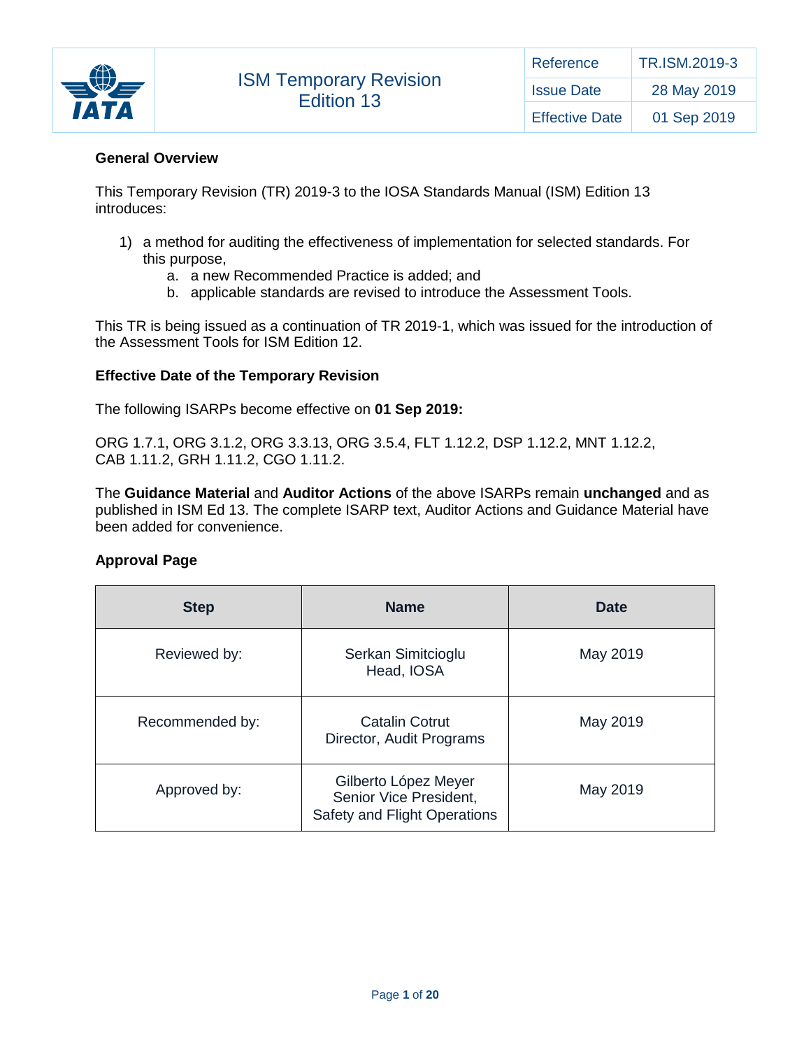| | ISM Temporary Revision Edition 13 | Reference | TR.ISM.2019-3 |
|---|---|---|---|
| IATA | | Issue Date | 28 May 2019 |
| | | Effective Date | 01 Sep 2019 |

**General Overview**

This Temporary Revision (TR) 2019-3 to the IOSA Standards Manual (ISM) Edition 13 introduces:

1) a method for auditing the effectiveness of implementation for selected standards. For this purpose,
   a. a new Recommended Practice is added; and
   b. applicable standards are revised to introduce the Assessment Tools.

This TR is being issued as a continuation of TR 2019-1, which was issued for the introduction of the Assessment Tools for ISM Edition 12.

**Effective Date of the Temporary Revision**

The following ISARPs become effective on **01 Sep 2019:**

ORG 1.7.1, ORG 3.1.2, ORG 3.3.13, ORG 3.5.4, FLT 1.12.2, DSP 1.12.2, MNT 1.12.2, CAB 1.11.2, GRH 1.11.2, CGO 1.11.2.

The **Guidance Material** and **Auditor Actions** of the above ISARPs remain **unchanged** and as published in ISM Ed 13. The complete ISARP text, Auditor Actions and Guidance Material have been added for convenience.

**Approval Page**

| Step | Name | Date |
|---|---|---|
| Reviewed by: | Serkan Simitcioglu<br>Head, IOSA | May 2019 |
| Recommended by: | Catalin Cotrut<br>Director, Audit Programs | May 2019 |
| Approved by: | Gilberto López Meyer<br>Senior Vice President,<br>Safety and Flight Operations | May 2019 |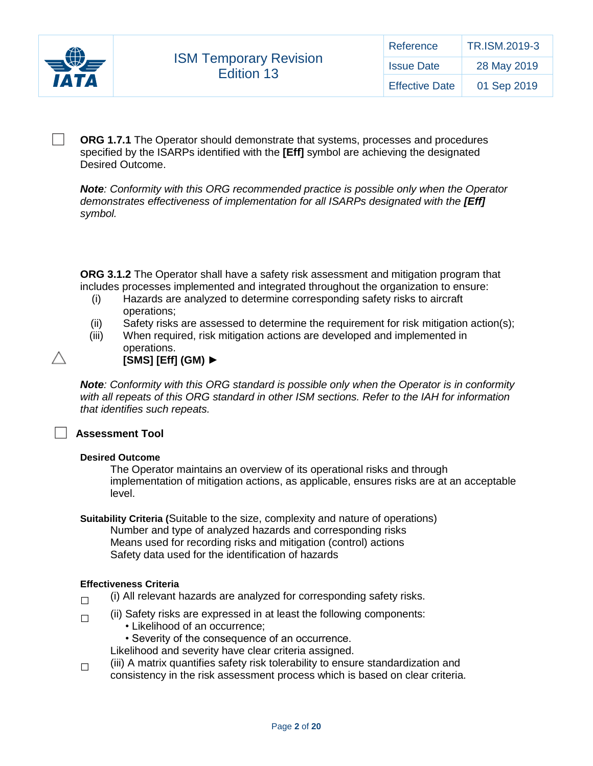☐ **ORG 1.7.1** The Operator should demonstrate that systems, processes and procedures specified by the ISARPs identified with the **[Eff]** symbol are achieving the designated Desired Outcome.

***Note**: Conformity with this ORG recommended practice is possible only when the Operator demonstrates effectiveness of implementation for all ISARPs designated with the **[Eff]** symbol.*

**ORG 3.1.2** The Operator shall have a safety risk assessment and mitigation program that includes processes implemented and integrated throughout the organization to ensure:

(i) Hazards are analyzed to determine corresponding safety risks to aircraft operations;
(ii) Safety risks are assessed to determine the requirement for risk mitigation action(s);
(iii) When required, risk mitigation actions are developed and implemented in operations.

△ **[SMS] [Eff] (GM) ►**

***Note**: Conformity with this ORG standard is possible only when the Operator is in conformity with all repeats of this ORG standard in other ISM sections. Refer to the IAH for information that identifies such repeats.*

☐ **Assessment Tool**

**Desired Outcome**

The Operator maintains an overview of its operational risks and through implementation of mitigation actions, as applicable, ensures risks are at an acceptable level.

**Suitability Criteria (**Suitable to the size, complexity and nature of operations)

Number and type of analyzed hazards and corresponding risks
Means used for recording risks and mitigation (control) actions
Safety data used for the identification of hazards

**Effectiveness Criteria**

☐ (i) All relevant hazards are analyzed for corresponding safety risks.

☐ (ii) Safety risks are expressed in at least the following components:
- Likelihood of an occurrence;
- Severity of the consequence of an occurrence.

Likelihood and severity have clear criteria assigned.

☐ (iii) A matrix quantifies safety risk tolerability to ensure standardization and consistency in the risk assessment process which is based on clear criteria.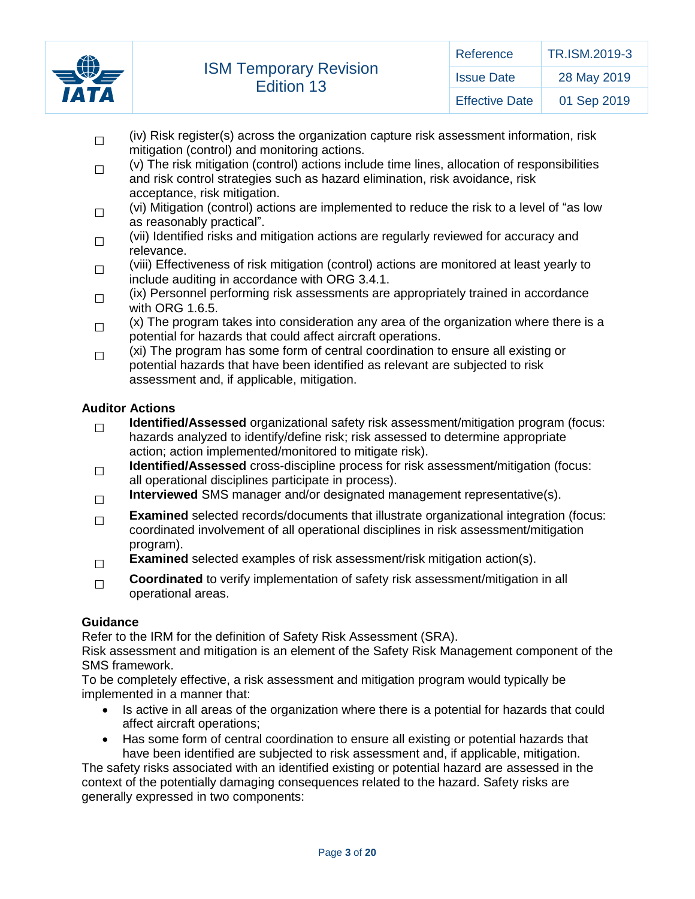- ☐ (iv) Risk register(s) across the organization capture risk assessment information, risk mitigation (control) and monitoring actions.
- ☐ (v) The risk mitigation (control) actions include time lines, allocation of responsibilities and risk control strategies such as hazard elimination, risk avoidance, risk acceptance, risk mitigation.
- ☐ (vi) Mitigation (control) actions are implemented to reduce the risk to a level of "as low as reasonably practical".
- ☐ (vii) Identified risks and mitigation actions are regularly reviewed for accuracy and relevance.
- ☐ (viii) Effectiveness of risk mitigation (control) actions are monitored at least yearly to include auditing in accordance with ORG 3.4.1.
- ☐ (ix) Personnel performing risk assessments are appropriately trained in accordance with ORG 1.6.5.
- ☐ (x) The program takes into consideration any area of the organization where there is a potential for hazards that could affect aircraft operations.
- ☐ (xi) The program has some form of central coordination to ensure all existing or potential hazards that have been identified as relevant are subjected to risk assessment and, if applicable, mitigation.

**Auditor Actions**

- ☐ **Identified/Assessed** organizational safety risk assessment/mitigation program (focus: hazards analyzed to identify/define risk; risk assessed to determine appropriate action; action implemented/monitored to mitigate risk).
- ☐ **Identified/Assessed** cross-discipline process for risk assessment/mitigation (focus: all operational disciplines participate in process).
- ☐ **Interviewed** SMS manager and/or designated management representative(s).
- ☐ **Examined** selected records/documents that illustrate organizational integration (focus: coordinated involvement of all operational disciplines in risk assessment/mitigation program).
- ☐ **Examined** selected examples of risk assessment/risk mitigation action(s).
- ☐ **Coordinated** to verify implementation of safety risk assessment/mitigation in all operational areas.

**Guidance**

Refer to the IRM for the definition of Safety Risk Assessment (SRA).

Risk assessment and mitigation is an element of the Safety Risk Management component of the SMS framework.

To be completely effective, a risk assessment and mitigation program would typically be implemented in a manner that:

- Is active in all areas of the organization where there is a potential for hazards that could affect aircraft operations;
- Has some form of central coordination to ensure all existing or potential hazards that have been identified are subjected to risk assessment and, if applicable, mitigation.

The safety risks associated with an identified existing or potential hazard are assessed in the context of the potentially damaging consequences related to the hazard. Safety risks are generally expressed in two components: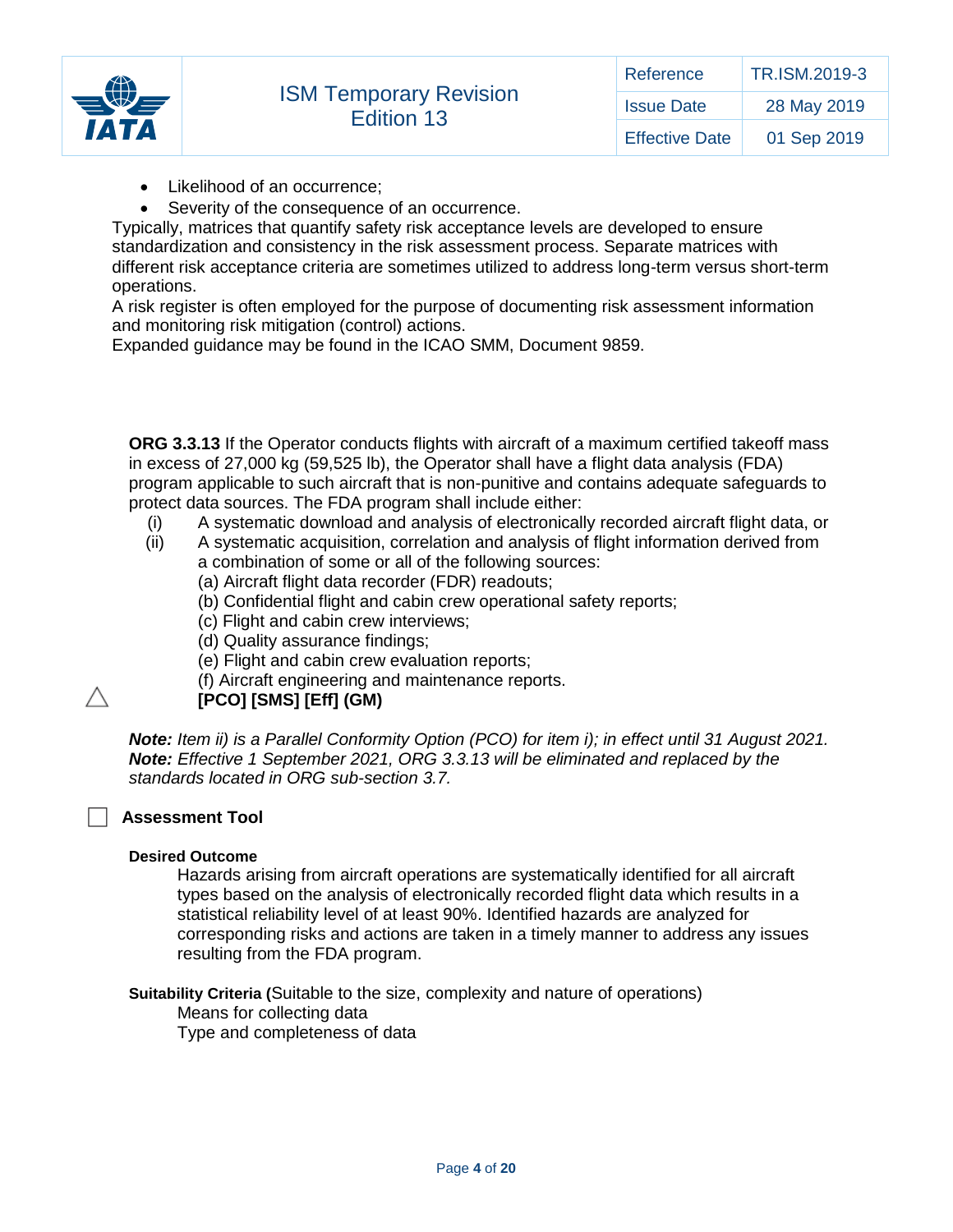- Likelihood of an occurrence;
- Severity of the consequence of an occurrence.

Typically, matrices that quantify safety risk acceptance levels are developed to ensure standardization and consistency in the risk assessment process. Separate matrices with different risk acceptance criteria are sometimes utilized to address long-term versus short-term operations.

A risk register is often employed for the purpose of documenting risk assessment information and monitoring risk mitigation (control) actions.

Expanded guidance may be found in the ICAO SMM, Document 9859.

**ORG 3.3.13** If the Operator conducts flights with aircraft of a maximum certified takeoff mass in excess of 27,000 kg (59,525 lb), the Operator shall have a flight data analysis (FDA) program applicable to such aircraft that is non-punitive and contains adequate safeguards to protect data sources. The FDA program shall include either:

(i) A systematic download and analysis of electronically recorded aircraft flight data, or

(ii) A systematic acquisition, correlation and analysis of flight information derived from a combination of some or all of the following sources:
  (a) Aircraft flight data recorder (FDR) readouts;
  (b) Confidential flight and cabin crew operational safety reports;
  (c) Flight and cabin crew interviews;
  (d) Quality assurance findings;
  (e) Flight and cabin crew evaluation reports;
  (f) Aircraft engineering and maintenance reports.

△ **[PCO] [SMS] [Eff] (GM)**

***Note:*** *Item ii) is a Parallel Conformity Option (PCO) for item i); in effect until 31 August 2021.*
***Note:*** *Effective 1 September 2021, ORG 3.3.13 will be eliminated and replaced by the standards located in ORG sub-section 3.7.*

☐ **Assessment Tool**

**Desired Outcome**

Hazards arising from aircraft operations are systematically identified for all aircraft types based on the analysis of electronically recorded flight data which results in a statistical reliability level of at least 90%. Identified hazards are analyzed for corresponding risks and actions are taken in a timely manner to address any issues resulting from the FDA program.

**Suitability Criteria (**Suitable to the size, complexity and nature of operations)

Means for collecting data
Type and completeness of data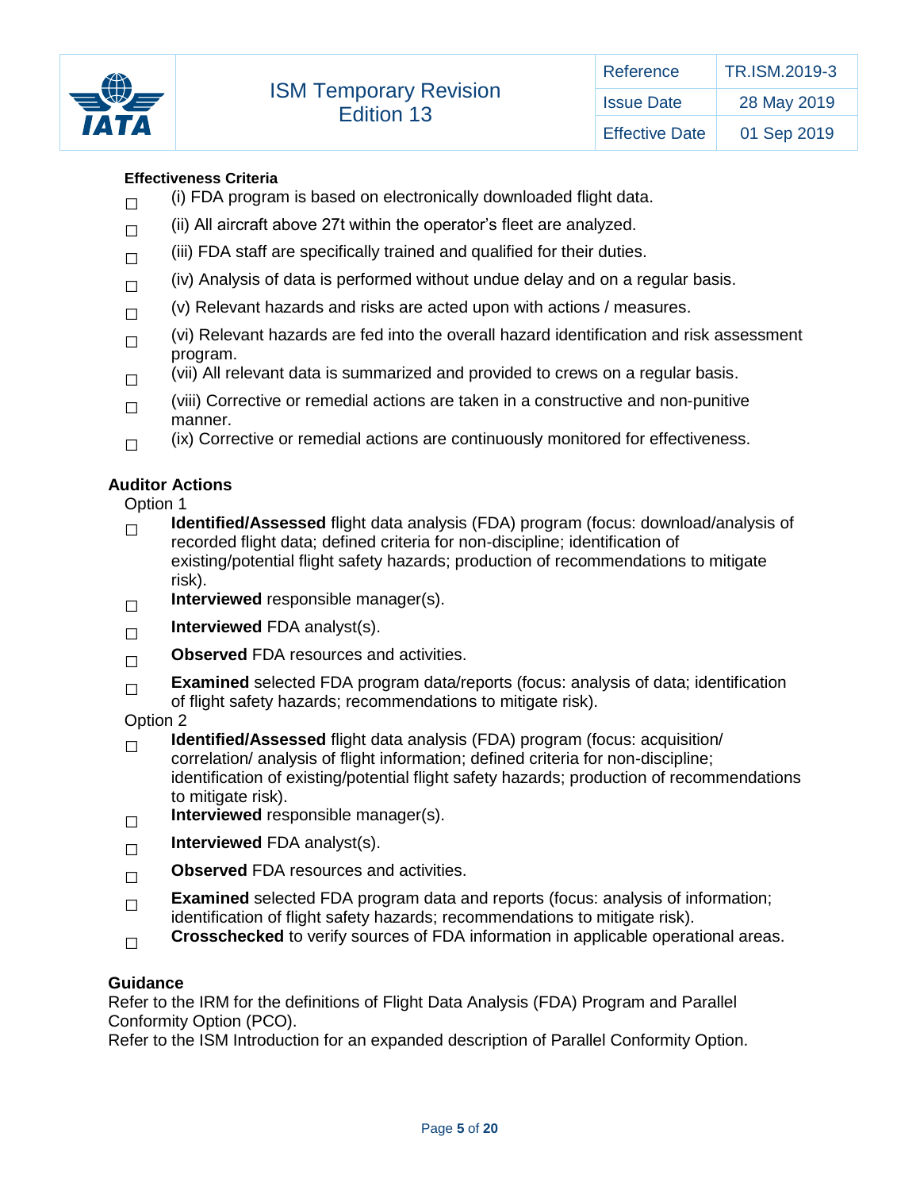**Effectiveness Criteria**

- ☐ (i) FDA program is based on electronically downloaded flight data.
- ☐ (ii) All aircraft above 27t within the operator's fleet are analyzed.
- ☐ (iii) FDA staff are specifically trained and qualified for their duties.
- ☐ (iv) Analysis of data is performed without undue delay and on a regular basis.
- ☐ (v) Relevant hazards and risks are acted upon with actions / measures.
- ☐ (vi) Relevant hazards are fed into the overall hazard identification and risk assessment program.
- ☐ (vii) All relevant data is summarized and provided to crews on a regular basis.
- ☐ (viii) Corrective or remedial actions are taken in a constructive and non-punitive manner.
- ☐ (ix) Corrective or remedial actions are continuously monitored for effectiveness.

**Auditor Actions**

Option 1

- ☐ **Identified/Assessed** flight data analysis (FDA) program (focus: download/analysis of recorded flight data; defined criteria for non-discipline; identification of existing/potential flight safety hazards; production of recommendations to mitigate risk).
- ☐ **Interviewed** responsible manager(s).
- ☐ **Interviewed** FDA analyst(s).
- ☐ **Observed** FDA resources and activities.
- ☐ **Examined** selected FDA program data/reports (focus: analysis of data; identification of flight safety hazards; recommendations to mitigate risk).

Option 2

- ☐ **Identified/Assessed** flight data analysis (FDA) program (focus: acquisition/ correlation/ analysis of flight information; defined criteria for non-discipline; identification of existing/potential flight safety hazards; production of recommendations to mitigate risk).
- ☐ **Interviewed** responsible manager(s).
- ☐ **Interviewed** FDA analyst(s).
- ☐ **Observed** FDA resources and activities.
- ☐ **Examined** selected FDA program data and reports (focus: analysis of information; identification of flight safety hazards; recommendations to mitigate risk).
- ☐ **Crosschecked** to verify sources of FDA information in applicable operational areas.

**Guidance**

Refer to the IRM for the definitions of Flight Data Analysis (FDA) Program and Parallel Conformity Option (PCO).

Refer to the ISM Introduction for an expanded description of Parallel Conformity Option.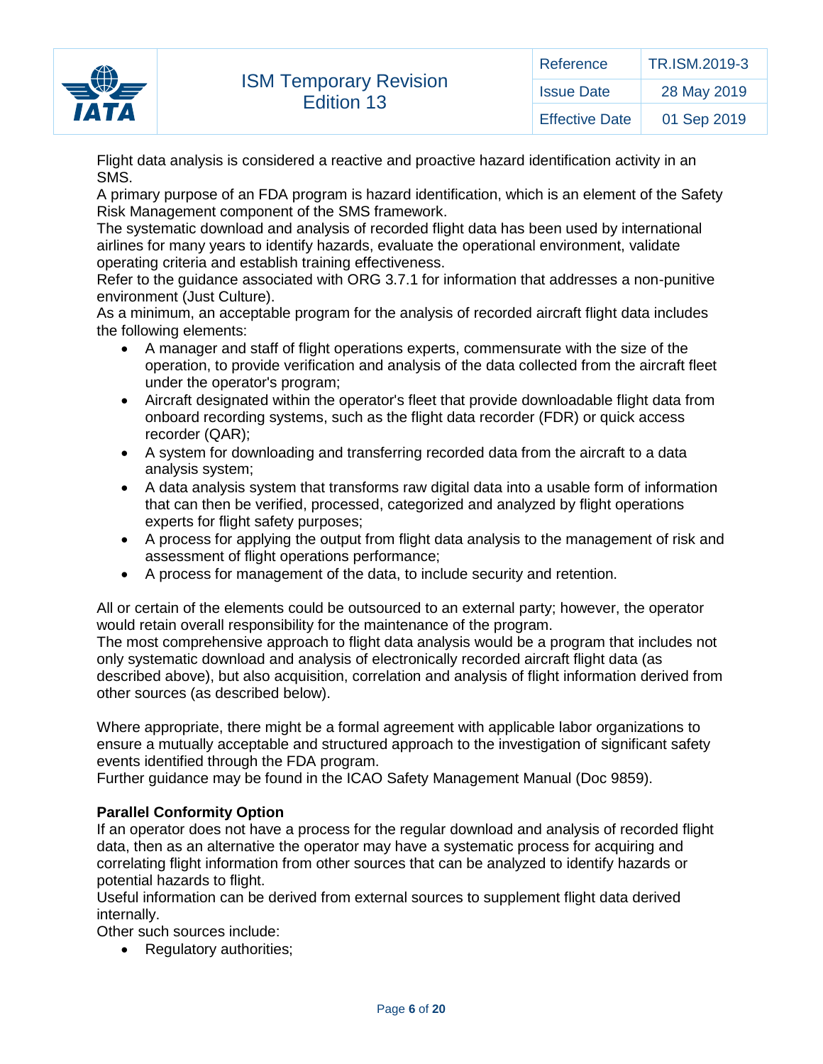Flight data analysis is considered a reactive and proactive hazard identification activity in an SMS.
A primary purpose of an FDA program is hazard identification, which is an element of the Safety Risk Management component of the SMS framework.
The systematic download and analysis of recorded flight data has been used by international airlines for many years to identify hazards, evaluate the operational environment, validate operating criteria and establish training effectiveness.
Refer to the guidance associated with ORG 3.7.1 for information that addresses a non-punitive environment (Just Culture).
As a minimum, an acceptable program for the analysis of recorded aircraft flight data includes the following elements:

- A manager and staff of flight operations experts, commensurate with the size of the operation, to provide verification and analysis of the data collected from the aircraft fleet under the operator's program;
- Aircraft designated within the operator's fleet that provide downloadable flight data from onboard recording systems, such as the flight data recorder (FDR) or quick access recorder (QAR);
- A system for downloading and transferring recorded data from the aircraft to a data analysis system;
- A data analysis system that transforms raw digital data into a usable form of information that can then be verified, processed, categorized and analyzed by flight operations experts for flight safety purposes;
- A process for applying the output from flight data analysis to the management of risk and assessment of flight operations performance;
- A process for management of the data, to include security and retention.

All or certain of the elements could be outsourced to an external party; however, the operator would retain overall responsibility for the maintenance of the program.
The most comprehensive approach to flight data analysis would be a program that includes not only systematic download and analysis of electronically recorded aircraft flight data (as described above), but also acquisition, correlation and analysis of flight information derived from other sources (as described below).

Where appropriate, there might be a formal agreement with applicable labor organizations to ensure a mutually acceptable and structured approach to the investigation of significant safety events identified through the FDA program.
Further guidance may be found in the ICAO Safety Management Manual (Doc 9859).

**Parallel Conformity Option**
If an operator does not have a process for the regular download and analysis of recorded flight data, then as an alternative the operator may have a systematic process for acquiring and correlating flight information from other sources that can be analyzed to identify hazards or potential hazards to flight.
Useful information can be derived from external sources to supplement flight data derived internally.
Other such sources include:

- Regulatory authorities;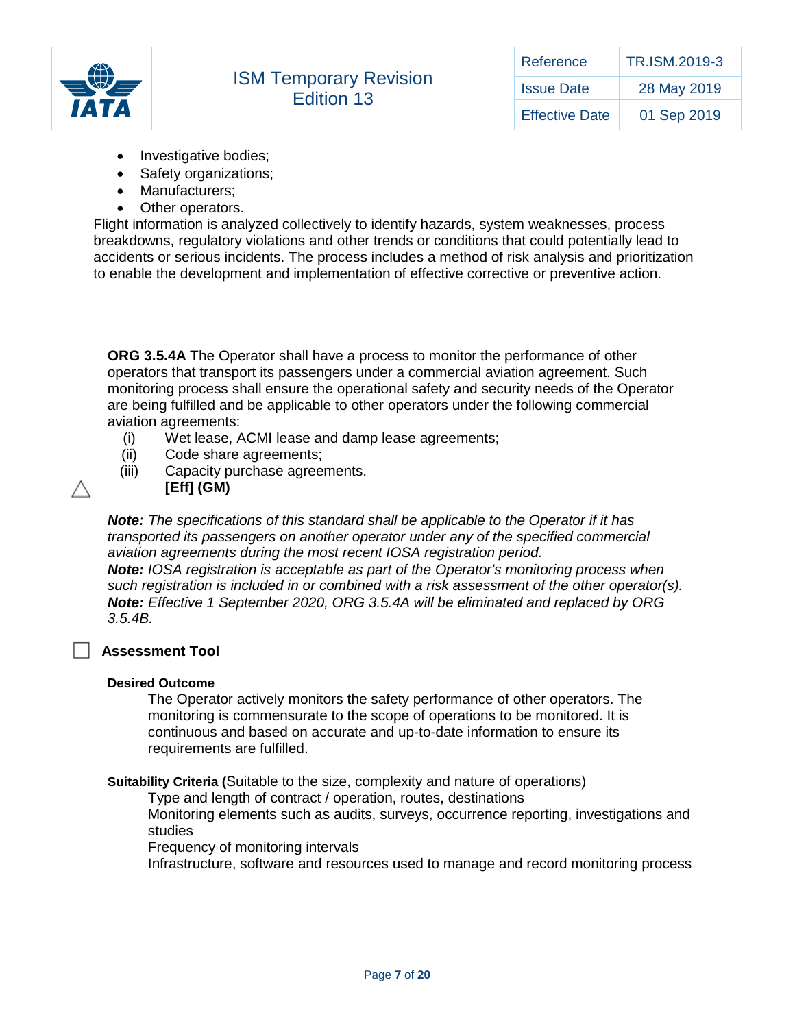- Investigative bodies;
- Safety organizations;
- Manufacturers;
- Other operators.

Flight information is analyzed collectively to identify hazards, system weaknesses, process breakdowns, regulatory violations and other trends or conditions that could potentially lead to accidents or serious incidents. The process includes a method of risk analysis and prioritization to enable the development and implementation of effective corrective or preventive action.

**ORG 3.5.4A** The Operator shall have a process to monitor the performance of other operators that transport its passengers under a commercial aviation agreement. Such monitoring process shall ensure the operational safety and security needs of the Operator are being fulfilled and be applicable to other operators under the following commercial aviation agreements:

- (i) Wet lease, ACMI lease and damp lease agreements;
- (ii) Code share agreements;
- (iii) Capacity purchase agreements.

△ **[Eff] (GM)**

***Note:*** *The specifications of this standard shall be applicable to the Operator if it has transported its passengers on another operator under any of the specified commercial aviation agreements during the most recent IOSA registration period.*
***Note:*** *IOSA registration is acceptable as part of the Operator's monitoring process when such registration is included in or combined with a risk assessment of the other operator(s).*
***Note:*** *Effective 1 September 2020, ORG 3.5.4A will be eliminated and replaced by ORG 3.5.4B.*

☐ **Assessment Tool**

**Desired Outcome**

The Operator actively monitors the safety performance of other operators. The monitoring is commensurate to the scope of operations to be monitored. It is continuous and based on accurate and up-to-date information to ensure its requirements are fulfilled.

**Suitability Criteria (**Suitable to the size, complexity and nature of operations)

Type and length of contract / operation, routes, destinations
Monitoring elements such as audits, surveys, occurrence reporting, investigations and studies
Frequency of monitoring intervals
Infrastructure, software and resources used to manage and record monitoring process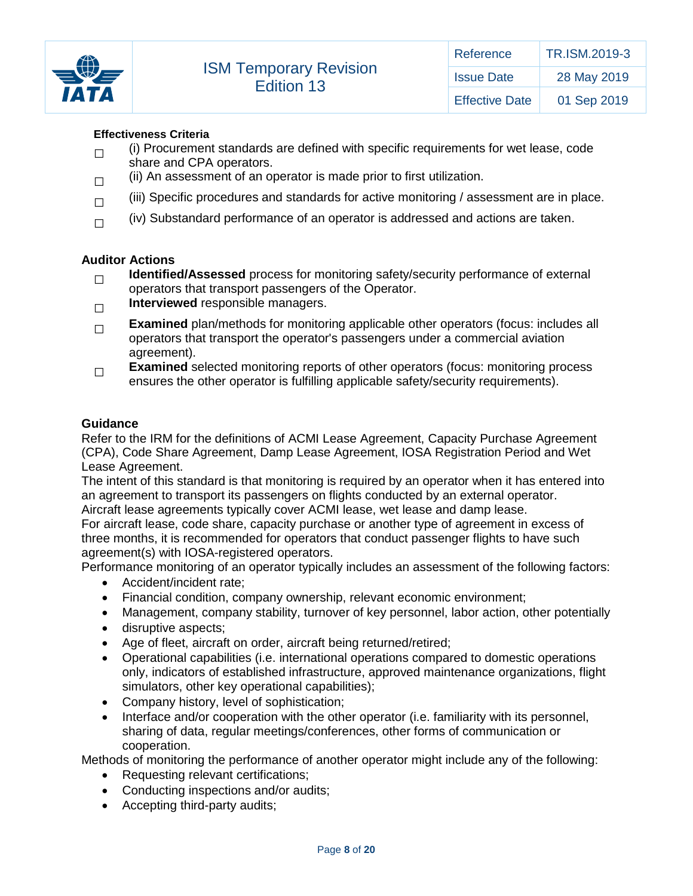**Effectiveness Criteria**

- ☐ (i) Procurement standards are defined with specific requirements for wet lease, code share and CPA operators.
- ☐ (ii) An assessment of an operator is made prior to first utilization.
- ☐ (iii) Specific procedures and standards for active monitoring / assessment are in place.
- ☐ (iv) Substandard performance of an operator is addressed and actions are taken.

**Auditor Actions**

- ☐ **Identified/Assessed** process for monitoring safety/security performance of external operators that transport passengers of the Operator.
- ☐ **Interviewed** responsible managers.
- ☐ **Examined** plan/methods for monitoring applicable other operators (focus: includes all operators that transport the operator's passengers under a commercial aviation agreement).
- ☐ **Examined** selected monitoring reports of other operators (focus: monitoring process ensures the other operator is fulfilling applicable safety/security requirements).

**Guidance**

Refer to the IRM for the definitions of ACMI Lease Agreement, Capacity Purchase Agreement (CPA), Code Share Agreement, Damp Lease Agreement, IOSA Registration Period and Wet Lease Agreement.

The intent of this standard is that monitoring is required by an operator when it has entered into an agreement to transport its passengers on flights conducted by an external operator.

Aircraft lease agreements typically cover ACMI lease, wet lease and damp lease.

For aircraft lease, code share, capacity purchase or another type of agreement in excess of three months, it is recommended for operators that conduct passenger flights to have such agreement(s) with IOSA-registered operators.

Performance monitoring of an operator typically includes an assessment of the following factors:

- Accident/incident rate;
- Financial condition, company ownership, relevant economic environment;
- Management, company stability, turnover of key personnel, labor action, other potentially
- disruptive aspects;
- Age of fleet, aircraft on order, aircraft being returned/retired;
- Operational capabilities (i.e. international operations compared to domestic operations only, indicators of established infrastructure, approved maintenance organizations, flight simulators, other key operational capabilities);
- Company history, level of sophistication;
- Interface and/or cooperation with the other operator (i.e. familiarity with its personnel, sharing of data, regular meetings/conferences, other forms of communication or cooperation.

Methods of monitoring the performance of another operator might include any of the following:

- Requesting relevant certifications;
- Conducting inspections and/or audits;
- Accepting third-party audits;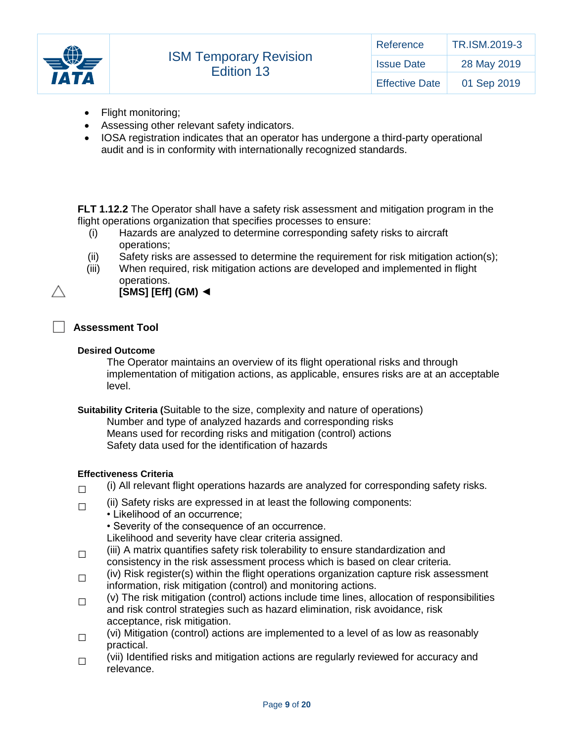- Flight monitoring;
- Assessing other relevant safety indicators.
- IOSA registration indicates that an operator has undergone a third-party operational audit and is in conformity with internationally recognized standards.

**FLT 1.12.2** The Operator shall have a safety risk assessment and mitigation program in the flight operations organization that specifies processes to ensure:

(i) Hazards are analyzed to determine corresponding safety risks to aircraft operations;

(ii) Safety risks are assessed to determine the requirement for risk mitigation action(s);

(iii) When required, risk mitigation actions are developed and implemented in flight operations.

△ **[SMS] [Eff] (GM) ◄**

## ☐ Assessment Tool

**Desired Outcome**

The Operator maintains an overview of its flight operational risks and through implementation of mitigation actions, as applicable, ensures risks are at an acceptable level.

**Suitability Criteria (**Suitable to the size, complexity and nature of operations)

Number and type of analyzed hazards and corresponding risks
Means used for recording risks and mitigation (control) actions
Safety data used for the identification of hazards

**Effectiveness Criteria**

☐ (i) All relevant flight operations hazards are analyzed for corresponding safety risks.

☐ (ii) Safety risks are expressed in at least the following components:
• Likelihood of an occurrence;
• Severity of the consequence of an occurrence.
Likelihood and severity have clear criteria assigned.

☐ (iii) A matrix quantifies safety risk tolerability to ensure standardization and consistency in the risk assessment process which is based on clear criteria.

☐ (iv) Risk register(s) within the flight operations organization capture risk assessment information, risk mitigation (control) and monitoring actions.

☐ (v) The risk mitigation (control) actions include time lines, allocation of responsibilities and risk control strategies such as hazard elimination, risk avoidance, risk acceptance, risk mitigation.

☐ (vi) Mitigation (control) actions are implemented to a level of as low as reasonably practical.

☐ (vii) Identified risks and mitigation actions are regularly reviewed for accuracy and relevance.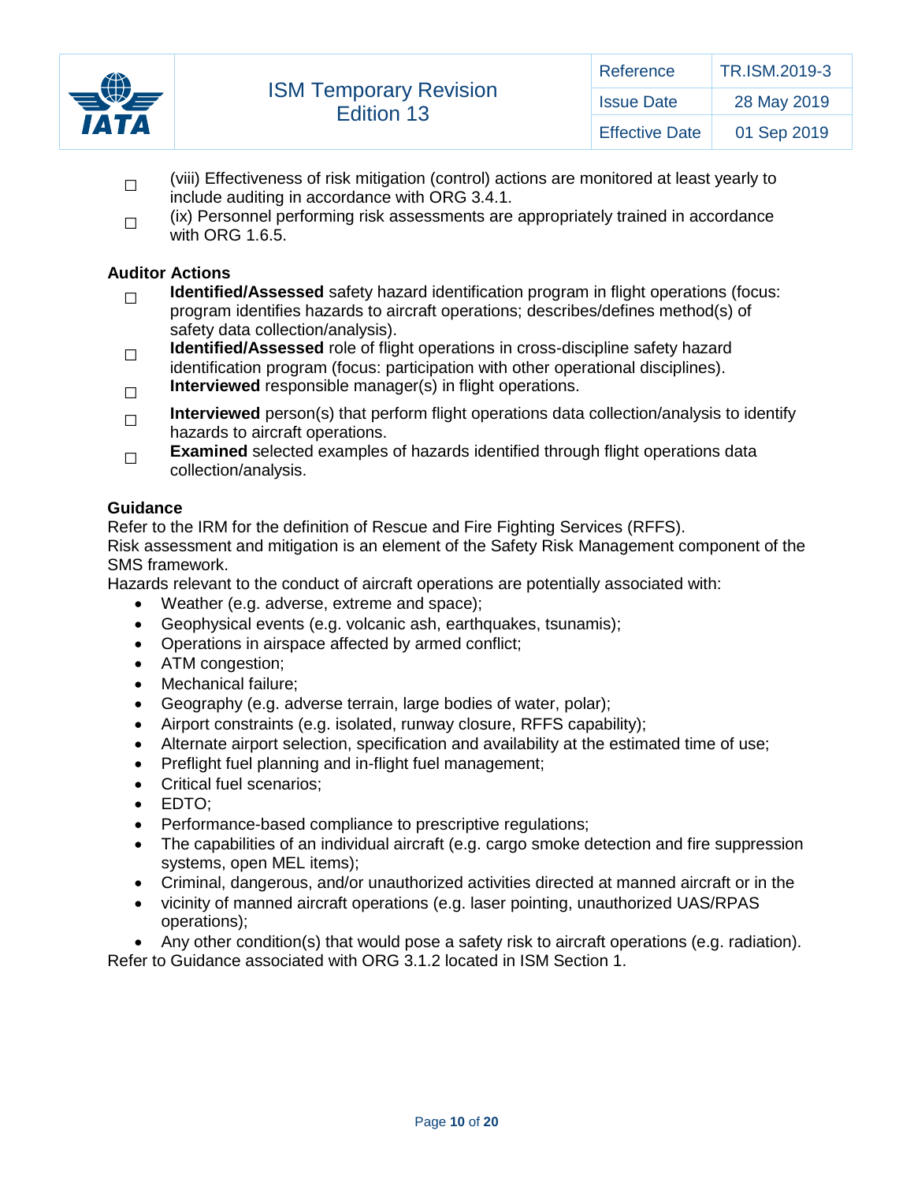- ☐ (viii) Effectiveness of risk mitigation (control) actions are monitored at least yearly to include auditing in accordance with ORG 3.4.1.
- ☐ (ix) Personnel performing risk assessments are appropriately trained in accordance with ORG 1.6.5.

**Auditor Actions**

- ☐ **Identified/Assessed** safety hazard identification program in flight operations (focus: program identifies hazards to aircraft operations; describes/defines method(s) of safety data collection/analysis).
- ☐ **Identified/Assessed** role of flight operations in cross-discipline safety hazard identification program (focus: participation with other operational disciplines).
- ☐ **Interviewed** responsible manager(s) in flight operations.
- ☐ **Interviewed** person(s) that perform flight operations data collection/analysis to identify hazards to aircraft operations.
- ☐ **Examined** selected examples of hazards identified through flight operations data collection/analysis.

**Guidance**

Refer to the IRM for the definition of Rescue and Fire Fighting Services (RFFS).
Risk assessment and mitigation is an element of the Safety Risk Management component of the SMS framework.
Hazards relevant to the conduct of aircraft operations are potentially associated with:

- Weather (e.g. adverse, extreme and space);
- Geophysical events (e.g. volcanic ash, earthquakes, tsunamis);
- Operations in airspace affected by armed conflict;
- ATM congestion;
- Mechanical failure;
- Geography (e.g. adverse terrain, large bodies of water, polar);
- Airport constraints (e.g. isolated, runway closure, RFFS capability);
- Alternate airport selection, specification and availability at the estimated time of use;
- Preflight fuel planning and in-flight fuel management;
- Critical fuel scenarios;
- EDTO;
- Performance-based compliance to prescriptive regulations;
- The capabilities of an individual aircraft (e.g. cargo smoke detection and fire suppression systems, open MEL items);
- Criminal, dangerous, and/or unauthorized activities directed at manned aircraft or in the
- vicinity of manned aircraft operations (e.g. laser pointing, unauthorized UAS/RPAS operations);
- Any other condition(s) that would pose a safety risk to aircraft operations (e.g. radiation).

Refer to Guidance associated with ORG 3.1.2 located in ISM Section 1.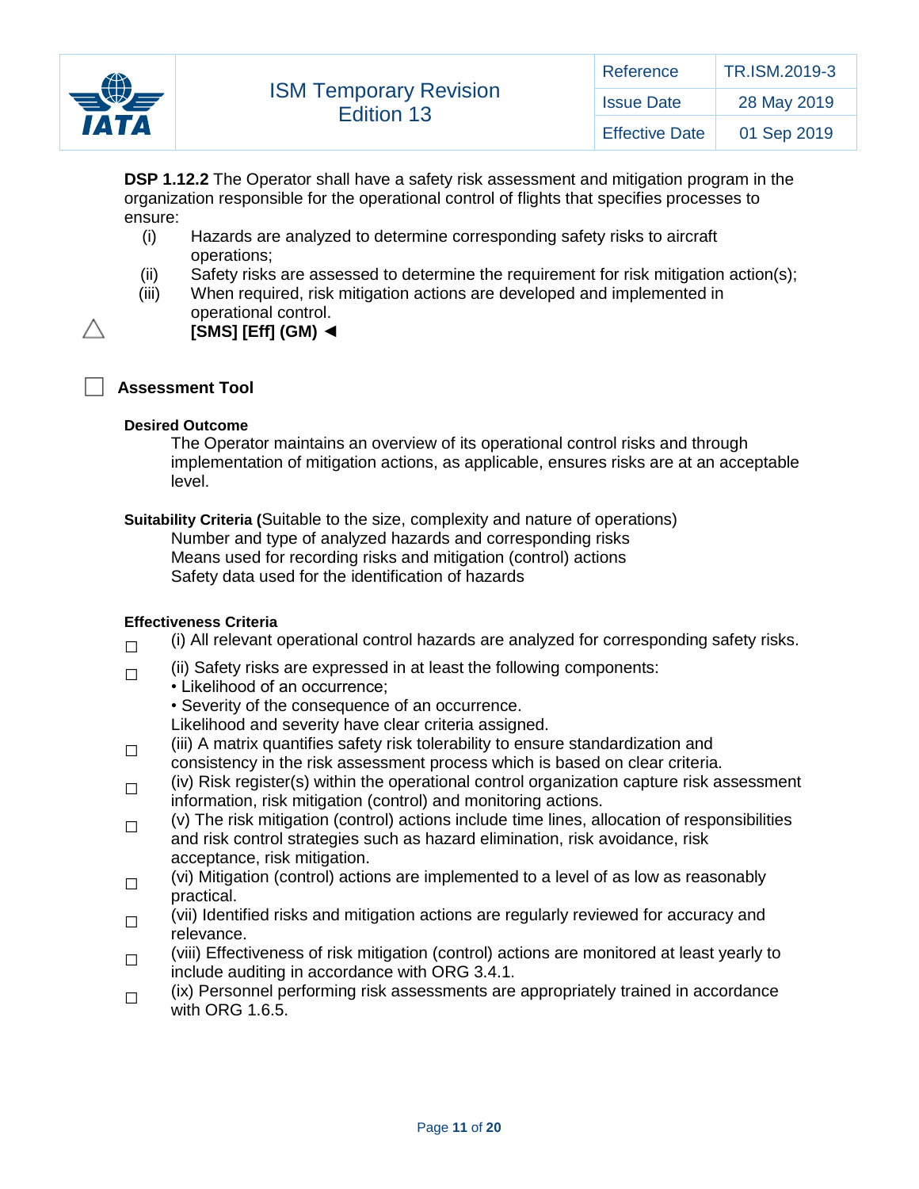**DSP 1.12.2** The Operator shall have a safety risk assessment and mitigation program in the organization responsible for the operational control of flights that specifies processes to ensure:

- (i) Hazards are analyzed to determine corresponding safety risks to aircraft operations;
- (ii) Safety risks are assessed to determine the requirement for risk mitigation action(s);
- (iii) When required, risk mitigation actions are developed and implemented in operational control.

△ **[SMS] [Eff] (GM) ◄**

☐ **Assessment Tool**

**Desired Outcome**

The Operator maintains an overview of its operational control risks and through implementation of mitigation actions, as applicable, ensures risks are at an acceptable level.

**Suitability Criteria (**Suitable to the size, complexity and nature of operations)

Number and type of analyzed hazards and corresponding risks
Means used for recording risks and mitigation (control) actions
Safety data used for the identification of hazards

**Effectiveness Criteria**

- ☐ (i) All relevant operational control hazards are analyzed for corresponding safety risks.
- ☐ (ii) Safety risks are expressed in at least the following components:
  - Likelihood of an occurrence;
  - Severity of the consequence of an occurrence.

  Likelihood and severity have clear criteria assigned.
- ☐ (iii) A matrix quantifies safety risk tolerability to ensure standardization and consistency in the risk assessment process which is based on clear criteria.
- ☐ (iv) Risk register(s) within the operational control organization capture risk assessment information, risk mitigation (control) and monitoring actions.
- ☐ (v) The risk mitigation (control) actions include time lines, allocation of responsibilities and risk control strategies such as hazard elimination, risk avoidance, risk acceptance, risk mitigation.
- ☐ (vi) Mitigation (control) actions are implemented to a level of as low as reasonably practical.
- ☐ (vii) Identified risks and mitigation actions are regularly reviewed for accuracy and relevance.
- ☐ (viii) Effectiveness of risk mitigation (control) actions are monitored at least yearly to include auditing in accordance with ORG 3.4.1.
- ☐ (ix) Personnel performing risk assessments are appropriately trained in accordance with ORG 1.6.5.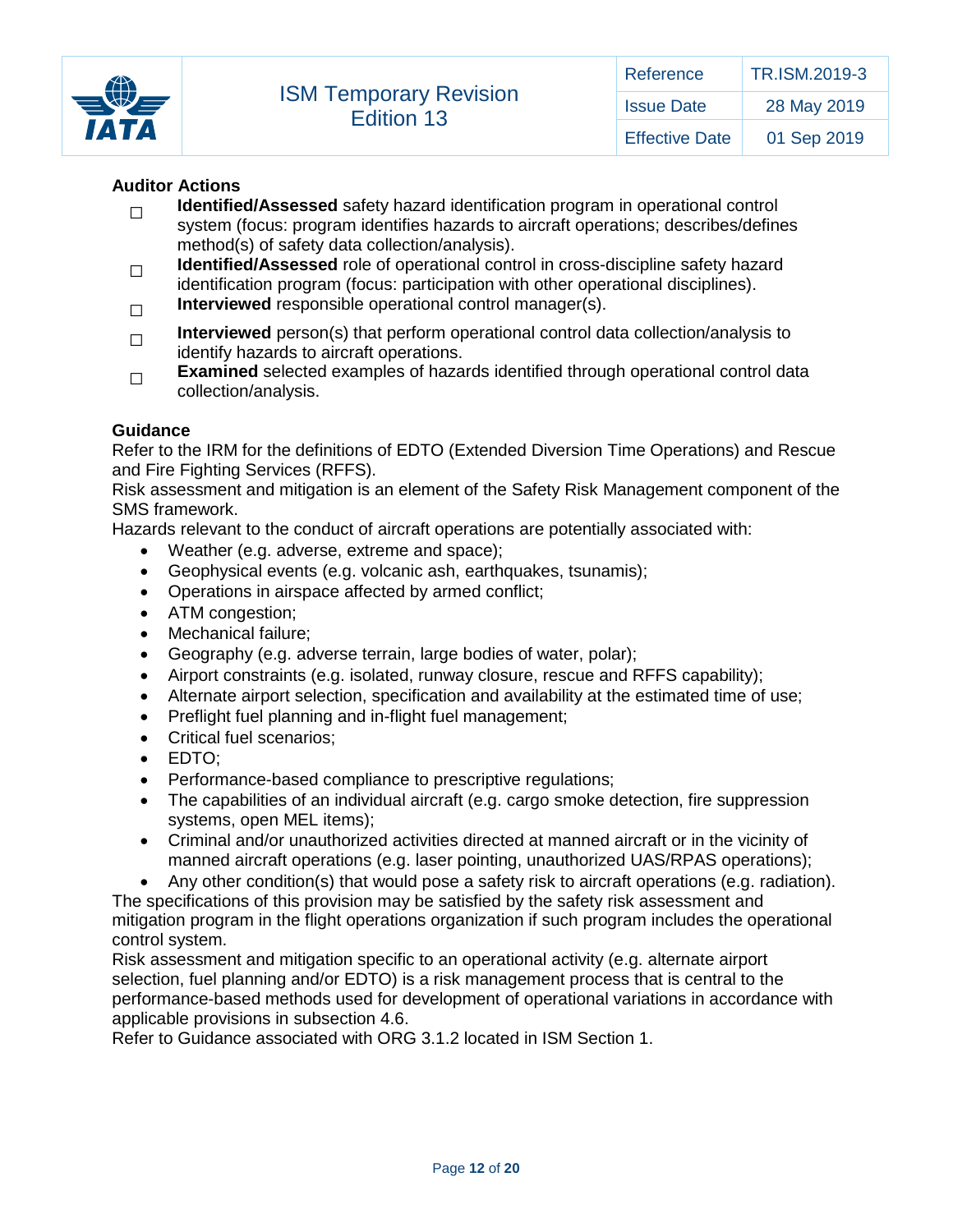**Auditor Actions**

- ☐ **Identified/Assessed** safety hazard identification program in operational control system (focus: program identifies hazards to aircraft operations; describes/defines method(s) of safety data collection/analysis).
- ☐ **Identified/Assessed** role of operational control in cross-discipline safety hazard identification program (focus: participation with other operational disciplines).
- ☐ **Interviewed** responsible operational control manager(s).
- ☐ **Interviewed** person(s) that perform operational control data collection/analysis to identify hazards to aircraft operations.
- ☐ **Examined** selected examples of hazards identified through operational control data collection/analysis.

**Guidance**

Refer to the IRM for the definitions of EDTO (Extended Diversion Time Operations) and Rescue and Fire Fighting Services (RFFS).

Risk assessment and mitigation is an element of the Safety Risk Management component of the SMS framework.

Hazards relevant to the conduct of aircraft operations are potentially associated with:

- Weather (e.g. adverse, extreme and space);
- Geophysical events (e.g. volcanic ash, earthquakes, tsunamis);
- Operations in airspace affected by armed conflict;
- ATM congestion;
- Mechanical failure;
- Geography (e.g. adverse terrain, large bodies of water, polar);
- Airport constraints (e.g. isolated, runway closure, rescue and RFFS capability);
- Alternate airport selection, specification and availability at the estimated time of use;
- Preflight fuel planning and in-flight fuel management;
- Critical fuel scenarios;
- EDTO;
- Performance-based compliance to prescriptive regulations;
- The capabilities of an individual aircraft (e.g. cargo smoke detection, fire suppression systems, open MEL items);
- Criminal and/or unauthorized activities directed at manned aircraft or in the vicinity of manned aircraft operations (e.g. laser pointing, unauthorized UAS/RPAS operations);
- Any other condition(s) that would pose a safety risk to aircraft operations (e.g. radiation).

The specifications of this provision may be satisfied by the safety risk assessment and mitigation program in the flight operations organization if such program includes the operational control system.

Risk assessment and mitigation specific to an operational activity (e.g. alternate airport selection, fuel planning and/or EDTO) is a risk management process that is central to the performance-based methods used for development of operational variations in accordance with applicable provisions in subsection 4.6.

Refer to Guidance associated with ORG 3.1.2 located in ISM Section 1.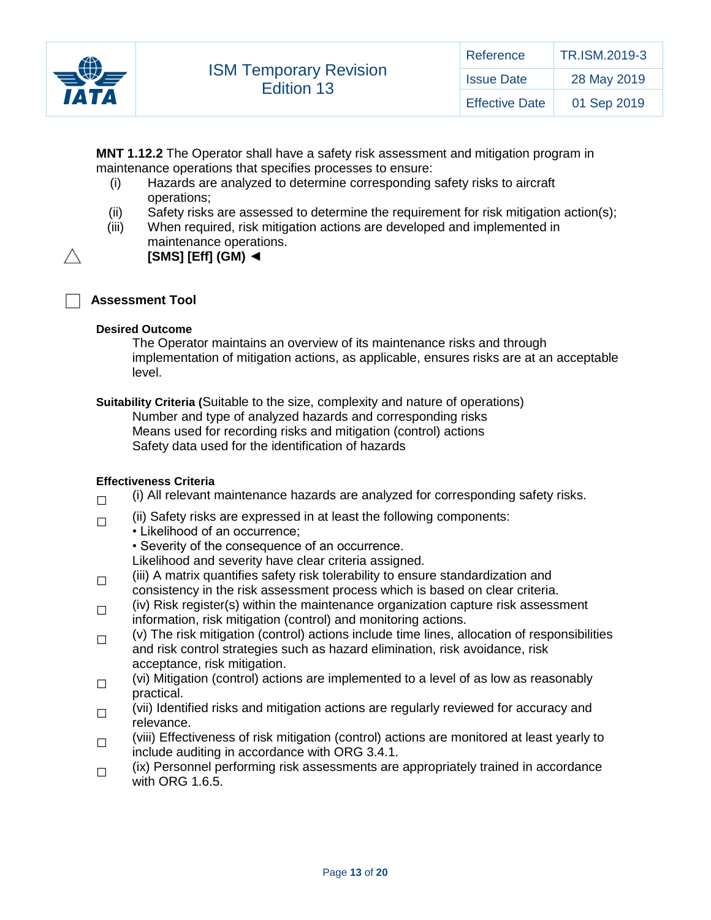**MNT 1.12.2** The Operator shall have a safety risk assessment and mitigation program in maintenance operations that specifies processes to ensure:

- (i) Hazards are analyzed to determine corresponding safety risks to aircraft operations;
- (ii) Safety risks are assessed to determine the requirement for risk mitigation action(s);
- (iii) When required, risk mitigation actions are developed and implemented in maintenance operations.

△ **[SMS] [Eff] (GM) ◄**

☐ **Assessment Tool**

**Desired Outcome**

The Operator maintains an overview of its maintenance risks and through implementation of mitigation actions, as applicable, ensures risks are at an acceptable level.

**Suitability Criteria (**Suitable to the size, complexity and nature of operations)

Number and type of analyzed hazards and corresponding risks
Means used for recording risks and mitigation (control) actions
Safety data used for the identification of hazards

**Effectiveness Criteria**

☐ (i) All relevant maintenance hazards are analyzed for corresponding safety risks.

☐ (ii) Safety risks are expressed in at least the following components:
• Likelihood of an occurrence;
• Severity of the consequence of an occurrence.
Likelihood and severity have clear criteria assigned.

☐ (iii) A matrix quantifies safety risk tolerability to ensure standardization and consistency in the risk assessment process which is based on clear criteria.

☐ (iv) Risk register(s) within the maintenance organization capture risk assessment information, risk mitigation (control) and monitoring actions.

☐ (v) The risk mitigation (control) actions include time lines, allocation of responsibilities and risk control strategies such as hazard elimination, risk avoidance, risk acceptance, risk mitigation.

☐ (vi) Mitigation (control) actions are implemented to a level of as low as reasonably practical.

☐ (vii) Identified risks and mitigation actions are regularly reviewed for accuracy and relevance.

☐ (viii) Effectiveness of risk mitigation (control) actions are monitored at least yearly to include auditing in accordance with ORG 3.4.1.

☐ (ix) Personnel performing risk assessments are appropriately trained in accordance with ORG 1.6.5.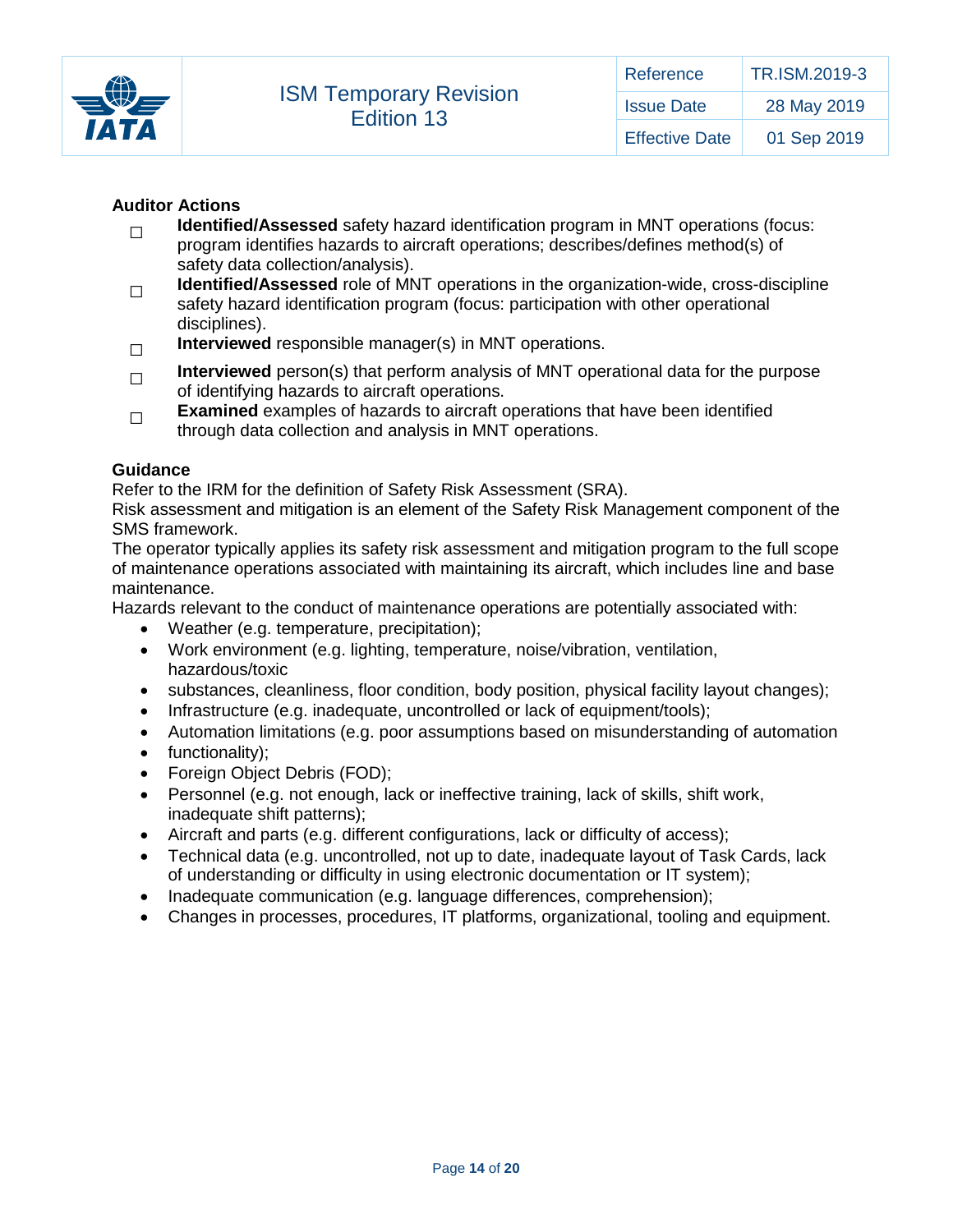**Auditor Actions**

- ☐ **Identified/Assessed** safety hazard identification program in MNT operations (focus: program identifies hazards to aircraft operations; describes/defines method(s) of safety data collection/analysis).
- ☐ **Identified/Assessed** role of MNT operations in the organization-wide, cross-discipline safety hazard identification program (focus: participation with other operational disciplines).
- ☐ **Interviewed** responsible manager(s) in MNT operations.
- ☐ **Interviewed** person(s) that perform analysis of MNT operational data for the purpose of identifying hazards to aircraft operations.
- ☐ **Examined** examples of hazards to aircraft operations that have been identified through data collection and analysis in MNT operations.

**Guidance**

Refer to the IRM for the definition of Safety Risk Assessment (SRA).

Risk assessment and mitigation is an element of the Safety Risk Management component of the SMS framework.

The operator typically applies its safety risk assessment and mitigation program to the full scope of maintenance operations associated with maintaining its aircraft, which includes line and base maintenance.

Hazards relevant to the conduct of maintenance operations are potentially associated with:

- Weather (e.g. temperature, precipitation);
- Work environment (e.g. lighting, temperature, noise/vibration, ventilation, hazardous/toxic
- substances, cleanliness, floor condition, body position, physical facility layout changes);
- Infrastructure (e.g. inadequate, uncontrolled or lack of equipment/tools);
- Automation limitations (e.g. poor assumptions based on misunderstanding of automation
- functionality);
- Foreign Object Debris (FOD);
- Personnel (e.g. not enough, lack or ineffective training, lack of skills, shift work, inadequate shift patterns);
- Aircraft and parts (e.g. different configurations, lack or difficulty of access);
- Technical data (e.g. uncontrolled, not up to date, inadequate layout of Task Cards, lack of understanding or difficulty in using electronic documentation or IT system);
- Inadequate communication (e.g. language differences, comprehension);
- Changes in processes, procedures, IT platforms, organizational, tooling and equipment.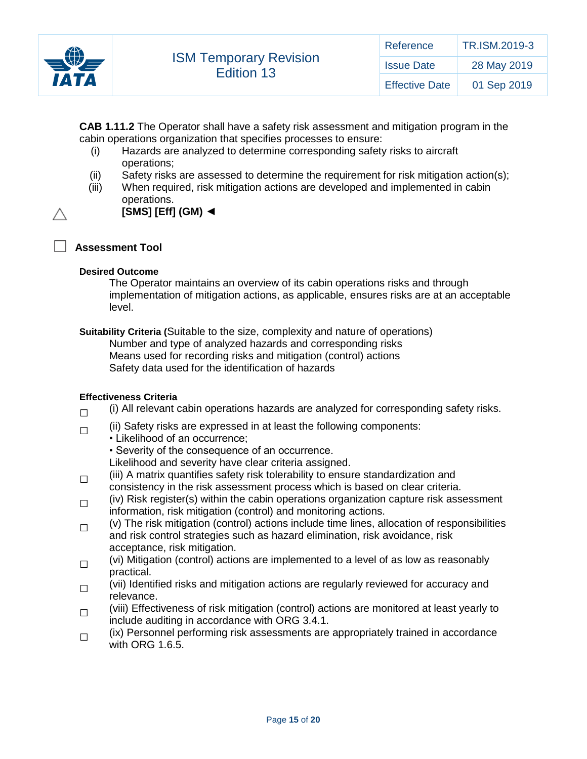**CAB 1.11.2** The Operator shall have a safety risk assessment and mitigation program in the cabin operations organization that specifies processes to ensure:

- (i) Hazards are analyzed to determine corresponding safety risks to aircraft operations;
- (ii) Safety risks are assessed to determine the requirement for risk mitigation action(s);
- (iii) When required, risk mitigation actions are developed and implemented in cabin operations.

△ **[SMS] [Eff] (GM) ◄**

☐ **Assessment Tool**

**Desired Outcome**

The Operator maintains an overview of its cabin operations risks and through implementation of mitigation actions, as applicable, ensures risks are at an acceptable level.

**Suitability Criteria (**Suitable to the size, complexity and nature of operations)

Number and type of analyzed hazards and corresponding risks
Means used for recording risks and mitigation (control) actions
Safety data used for the identification of hazards

**Effectiveness Criteria**

☐ (i) All relevant cabin operations hazards are analyzed for corresponding safety risks.

☐ (ii) Safety risks are expressed in at least the following components:
• Likelihood of an occurrence;
• Severity of the consequence of an occurrence.
Likelihood and severity have clear criteria assigned.

☐ (iii) A matrix quantifies safety risk tolerability to ensure standardization and consistency in the risk assessment process which is based on clear criteria.

☐ (iv) Risk register(s) within the cabin operations organization capture risk assessment information, risk mitigation (control) and monitoring actions.

☐ (v) The risk mitigation (control) actions include time lines, allocation of responsibilities and risk control strategies such as hazard elimination, risk avoidance, risk acceptance, risk mitigation.

☐ (vi) Mitigation (control) actions are implemented to a level of as low as reasonably practical.

☐ (vii) Identified risks and mitigation actions are regularly reviewed for accuracy and relevance.

☐ (viii) Effectiveness of risk mitigation (control) actions are monitored at least yearly to include auditing in accordance with ORG 3.4.1.

☐ (ix) Personnel performing risk assessments are appropriately trained in accordance with ORG 1.6.5.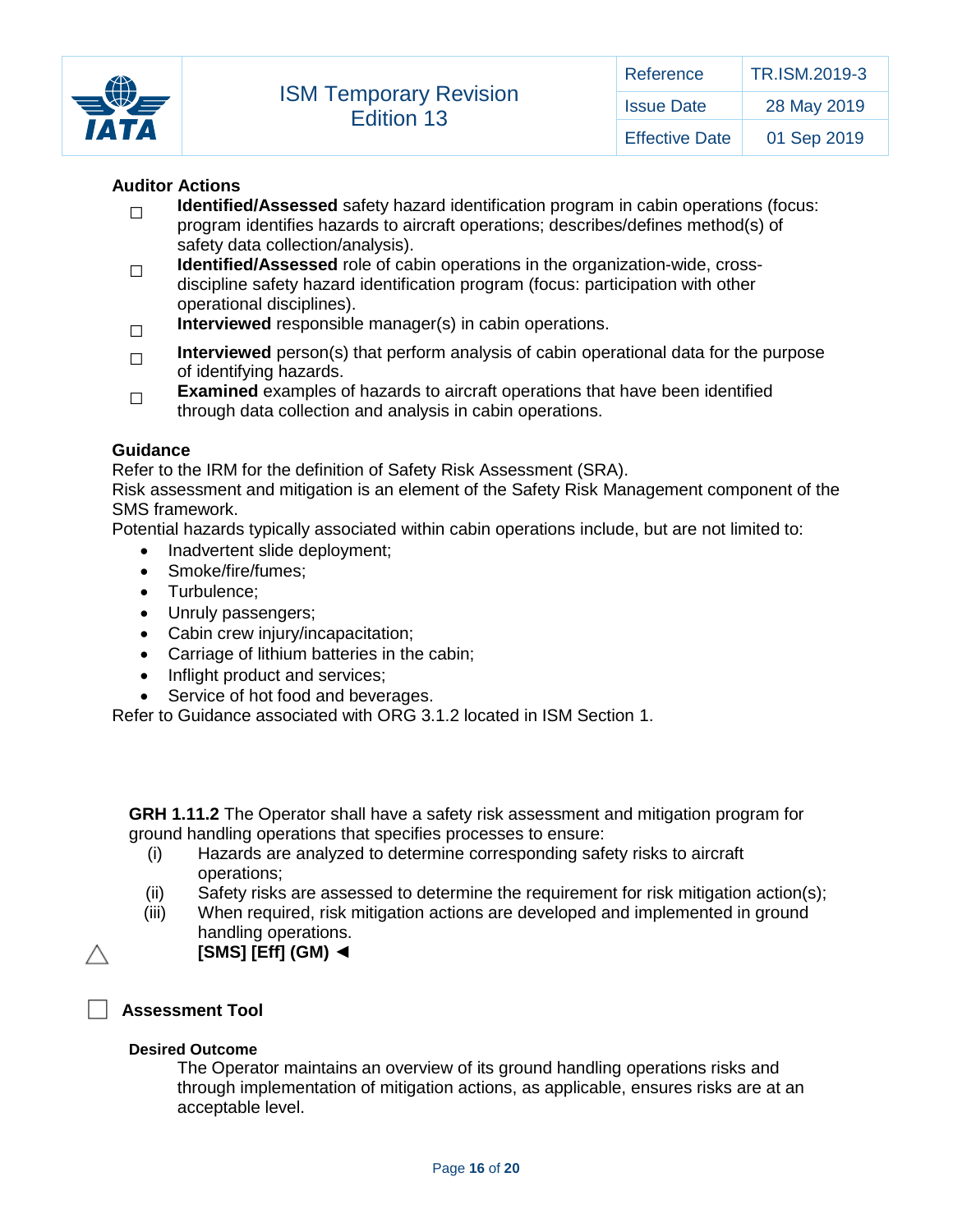**Auditor Actions**

- ☐ **Identified/Assessed** safety hazard identification program in cabin operations (focus: program identifies hazards to aircraft operations; describes/defines method(s) of safety data collection/analysis).
- ☐ **Identified/Assessed** role of cabin operations in the organization-wide, cross-discipline safety hazard identification program (focus: participation with other operational disciplines).
- ☐ **Interviewed** responsible manager(s) in cabin operations.
- ☐ **Interviewed** person(s) that perform analysis of cabin operational data for the purpose of identifying hazards.
- ☐ **Examined** examples of hazards to aircraft operations that have been identified through data collection and analysis in cabin operations.

**Guidance**

Refer to the IRM for the definition of Safety Risk Assessment (SRA).

Risk assessment and mitigation is an element of the Safety Risk Management component of the SMS framework.

Potential hazards typically associated within cabin operations include, but are not limited to:

- Inadvertent slide deployment;
- Smoke/fire/fumes;
- Turbulence;
- Unruly passengers;
- Cabin crew injury/incapacitation;
- Carriage of lithium batteries in the cabin;
- Inflight product and services;
- Service of hot food and beverages.

Refer to Guidance associated with ORG 3.1.2 located in ISM Section 1.

△ **GRH 1.11.2** The Operator shall have a safety risk assessment and mitigation program for ground handling operations that specifies processes to ensure:

(i) Hazards are analyzed to determine corresponding safety risks to aircraft operations;
(ii) Safety risks are assessed to determine the requirement for risk mitigation action(s);
(iii) When required, risk mitigation actions are developed and implemented in ground handling operations.

**[SMS] [Eff] (GM) ◄**

☐ **Assessment Tool**

**Desired Outcome**

The Operator maintains an overview of its ground handling operations risks and through implementation of mitigation actions, as applicable, ensures risks are at an acceptable level.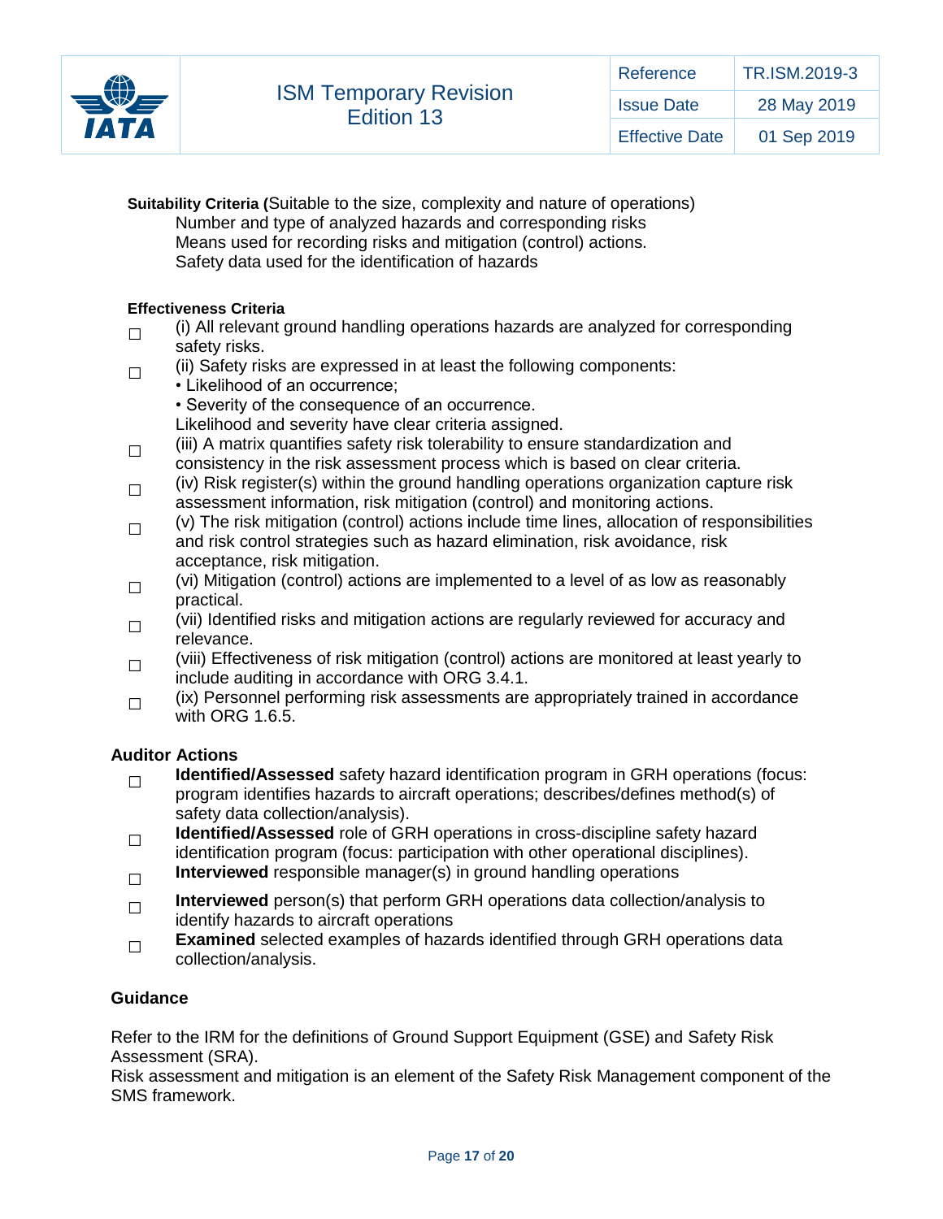**Suitability Criteria (**Suitable to the size, complexity and nature of operations)

Number and type of analyzed hazards and corresponding risks
Means used for recording risks and mitigation (control) actions.
Safety data used for the identification of hazards

**Effectiveness Criteria**

☐ (i) All relevant ground handling operations hazards are analyzed for corresponding safety risks.

☐ (ii) Safety risks are expressed in at least the following components:
- Likelihood of an occurrence;
- Severity of the consequence of an occurrence.

Likelihood and severity have clear criteria assigned.

☐ (iii) A matrix quantifies safety risk tolerability to ensure standardization and consistency in the risk assessment process which is based on clear criteria.

☐ (iv) Risk register(s) within the ground handling operations organization capture risk assessment information, risk mitigation (control) and monitoring actions.

☐ (v) The risk mitigation (control) actions include time lines, allocation of responsibilities and risk control strategies such as hazard elimination, risk avoidance, risk acceptance, risk mitigation.

☐ (vi) Mitigation (control) actions are implemented to a level of as low as reasonably practical.

☐ (vii) Identified risks and mitigation actions are regularly reviewed for accuracy and relevance.

☐ (viii) Effectiveness of risk mitigation (control) actions are monitored at least yearly to include auditing in accordance with ORG 3.4.1.

☐ (ix) Personnel performing risk assessments are appropriately trained in accordance with ORG 1.6.5.

## Auditor Actions

☐ **Identified/Assessed** safety hazard identification program in GRH operations (focus: program identifies hazards to aircraft operations; describes/defines method(s) of safety data collection/analysis).

☐ **Identified/Assessed** role of GRH operations in cross-discipline safety hazard identification program (focus: participation with other operational disciplines).

☐ **Interviewed** responsible manager(s) in ground handling operations

☐ **Interviewed** person(s) that perform GRH operations data collection/analysis to identify hazards to aircraft operations

☐ **Examined** selected examples of hazards identified through GRH operations data collection/analysis.

## Guidance

Refer to the IRM for the definitions of Ground Support Equipment (GSE) and Safety Risk Assessment (SRA).
Risk assessment and mitigation is an element of the Safety Risk Management component of the SMS framework.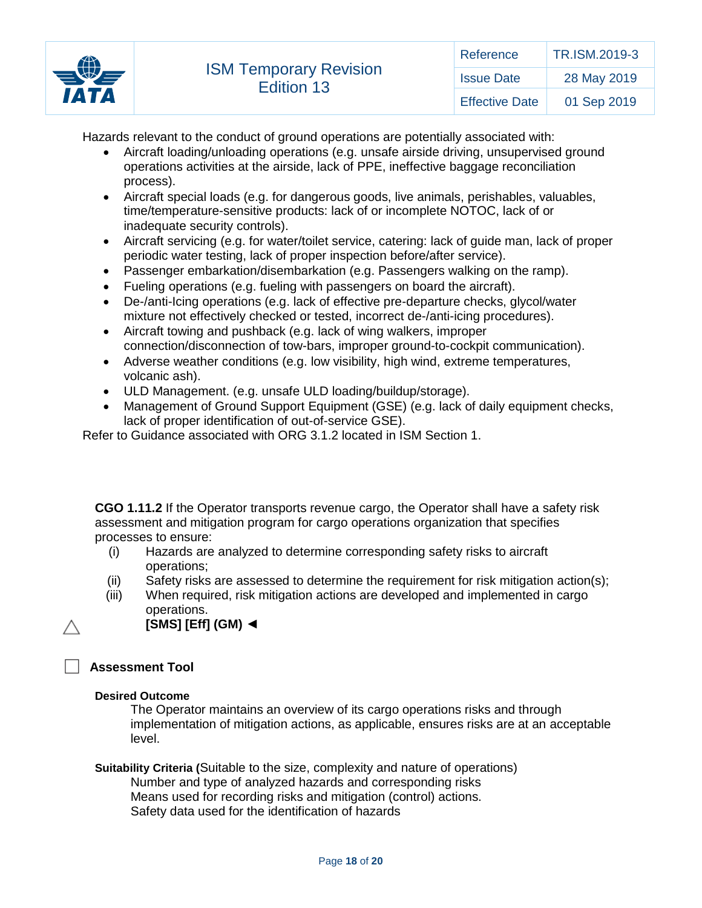Hazards relevant to the conduct of ground operations are potentially associated with:

- Aircraft loading/unloading operations (e.g. unsafe airside driving, unsupervised ground operations activities at the airside, lack of PPE, ineffective baggage reconciliation process).
- Aircraft special loads (e.g. for dangerous goods, live animals, perishables, valuables, time/temperature-sensitive products: lack of or incomplete NOTOC, lack of or inadequate security controls).
- Aircraft servicing (e.g. for water/toilet service, catering: lack of guide man, lack of proper periodic water testing, lack of proper inspection before/after service).
- Passenger embarkation/disembarkation (e.g. Passengers walking on the ramp).
- Fueling operations (e.g. fueling with passengers on board the aircraft).
- De-/anti-Icing operations (e.g. lack of effective pre-departure checks, glycol/water mixture not effectively checked or tested, incorrect de-/anti-icing procedures).
- Aircraft towing and pushback (e.g. lack of wing walkers, improper connection/disconnection of tow-bars, improper ground-to-cockpit communication).
- Adverse weather conditions (e.g. low visibility, high wind, extreme temperatures, volcanic ash).
- ULD Management. (e.g. unsafe ULD loading/buildup/storage).
- Management of Ground Support Equipment (GSE) (e.g. lack of daily equipment checks, lack of proper identification of out-of-service GSE).

Refer to Guidance associated with ORG 3.1.2 located in ISM Section 1.

**CGO 1.11.2** If the Operator transports revenue cargo, the Operator shall have a safety risk assessment and mitigation program for cargo operations organization that specifies processes to ensure:

(i) Hazards are analyzed to determine corresponding safety risks to aircraft operations;
(ii) Safety risks are assessed to determine the requirement for risk mitigation action(s);
(iii) When required, risk mitigation actions are developed and implemented in cargo operations.

△ **[SMS] [Eff] (GM) ◄**

☐ **Assessment Tool**

**Desired Outcome**

The Operator maintains an overview of its cargo operations risks and through implementation of mitigation actions, as applicable, ensures risks are at an acceptable level.

**Suitability Criteria (**Suitable to the size, complexity and nature of operations)

Number and type of analyzed hazards and corresponding risks
Means used for recording risks and mitigation (control) actions.
Safety data used for the identification of hazards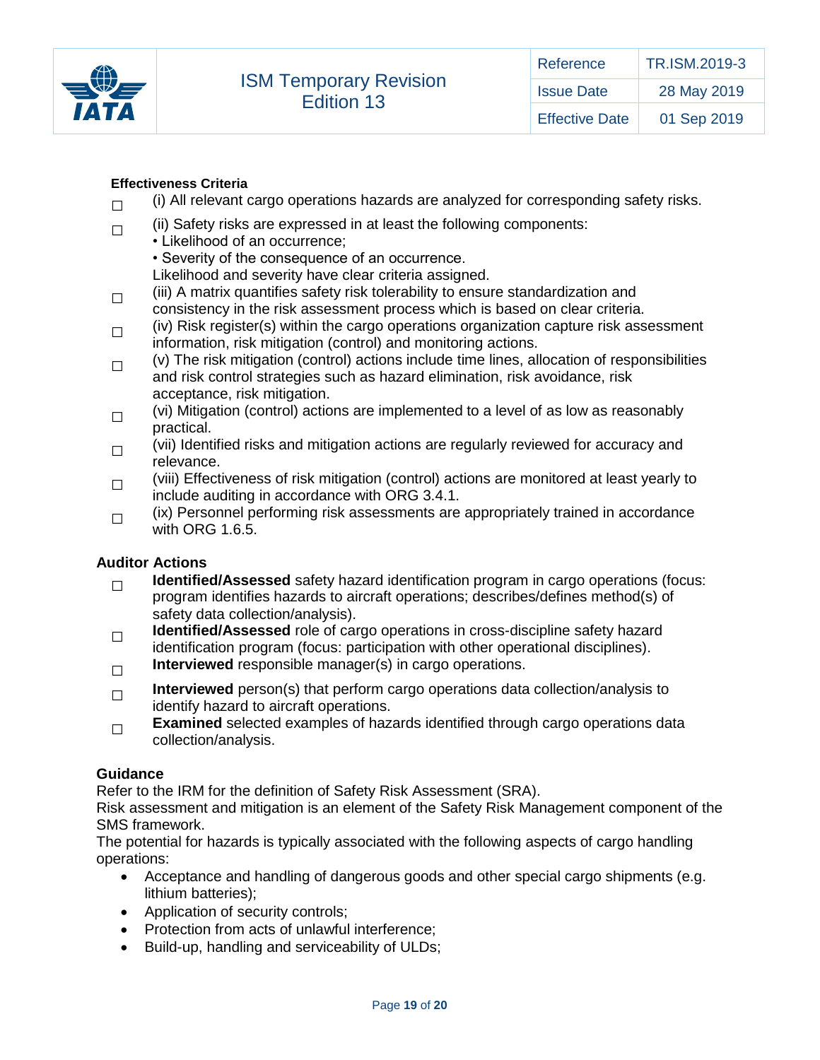**Effectiveness Criteria**

- ☐ (i) All relevant cargo operations hazards are analyzed for corresponding safety risks.
- ☐ (ii) Safety risks are expressed in at least the following components:
  - • Likelihood of an occurrence;
  - • Severity of the consequence of an occurrence.

  Likelihood and severity have clear criteria assigned.
- ☐ (iii) A matrix quantifies safety risk tolerability to ensure standardization and consistency in the risk assessment process which is based on clear criteria.
- ☐ (iv) Risk register(s) within the cargo operations organization capture risk assessment information, risk mitigation (control) and monitoring actions.
- ☐ (v) The risk mitigation (control) actions include time lines, allocation of responsibilities and risk control strategies such as hazard elimination, risk avoidance, risk acceptance, risk mitigation.
- ☐ (vi) Mitigation (control) actions are implemented to a level of as low as reasonably practical.
- ☐ (vii) Identified risks and mitigation actions are regularly reviewed for accuracy and relevance.
- ☐ (viii) Effectiveness of risk mitigation (control) actions are monitored at least yearly to include auditing in accordance with ORG 3.4.1.
- ☐ (ix) Personnel performing risk assessments are appropriately trained in accordance with ORG 1.6.5.

**Auditor Actions**

- ☐ **Identified/Assessed** safety hazard identification program in cargo operations (focus: program identifies hazards to aircraft operations; describes/defines method(s) of safety data collection/analysis).
- ☐ **Identified/Assessed** role of cargo operations in cross-discipline safety hazard identification program (focus: participation with other operational disciplines).
- ☐ **Interviewed** responsible manager(s) in cargo operations.
- ☐ **Interviewed** person(s) that perform cargo operations data collection/analysis to identify hazard to aircraft operations.
- ☐ **Examined** selected examples of hazards identified through cargo operations data collection/analysis.

**Guidance**

Refer to the IRM for the definition of Safety Risk Assessment (SRA).

Risk assessment and mitigation is an element of the Safety Risk Management component of the SMS framework.

The potential for hazards is typically associated with the following aspects of cargo handling operations:

- Acceptance and handling of dangerous goods and other special cargo shipments (e.g. lithium batteries);
- Application of security controls;
- Protection from acts of unlawful interference;
- Build-up, handling and serviceability of ULDs;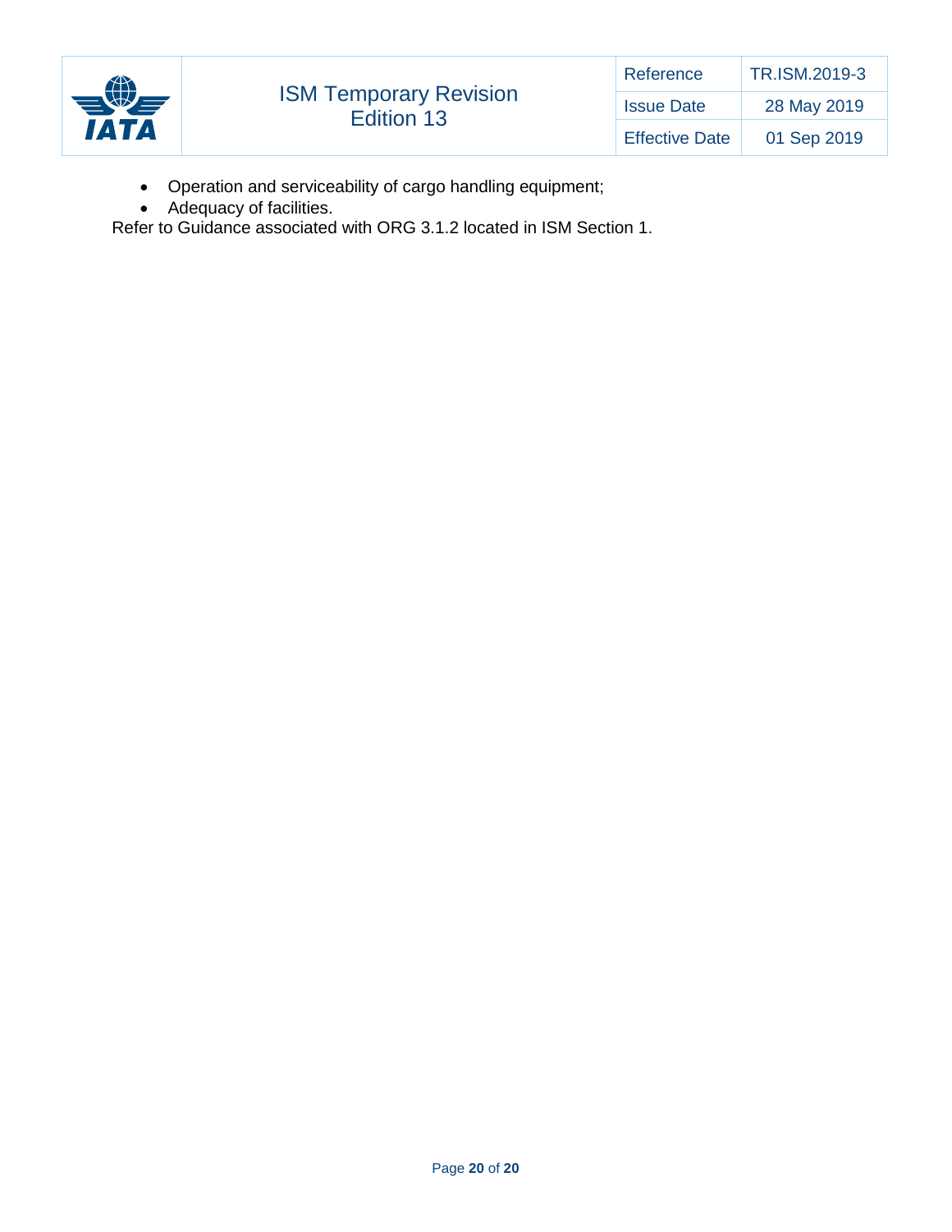- Operation and serviceability of cargo handling equipment;
- Adequacy of facilities.

Refer to Guidance associated with ORG 3.1.2 located in ISM Section 1.